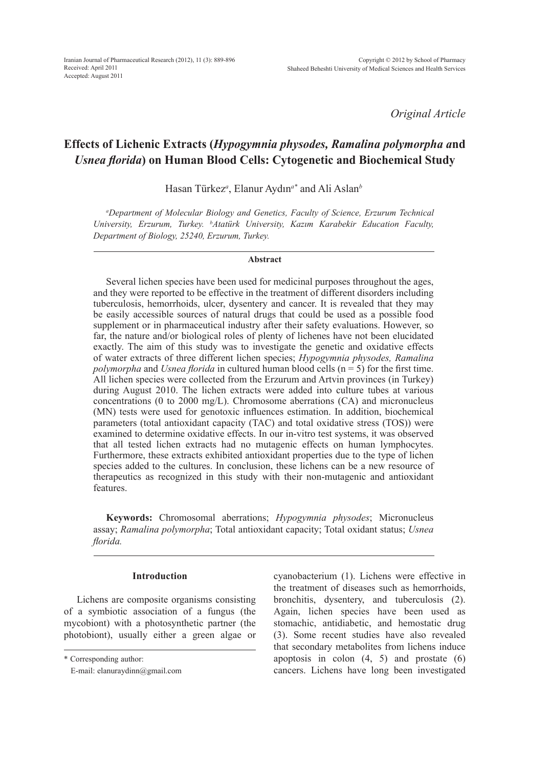*Original Article*

# Effects of Lichenic Extracts (*Hypogymnia physodes, Ramalina polymorpha a*nd *Usnea florida*) on Human Blood Cells: Cytogenetic and Biochemical Study

Hasan Türkez[a], Elanur Aydın[a*] and Ali Aslan[b]

*[a]Department of Molecular Biology and Genetics, Faculty of Science, Erzurum Technical University, Erzurum, Turkey. [b]Atatürk University, Kazım Karabekir Education Faculty, Department of Biology, 25240, Erzurum, Turkey.*

### Abstract

Several lichen species have been used for medicinal purposes throughout the ages, and they were reported to be effective in the treatment of different disorders including tuberculosis, hemorrhoids, ulcer, dysentery and cancer. It is revealed that they may be easily accessible sources of natural drugs that could be used as a possible food supplement or in pharmaceutical industry after their safety evaluations. However, so far, the nature and/or biological roles of plenty of lichenes have not been elucidated exactly. The aim of this study was to investigate the genetic and oxidative effects of water extracts of three different lichen species; *Hypogymnia physodes, Ramalina polymorpha* and *Usnea florida* in cultured human blood cells (n = 5) for the first time. All lichen species were collected from the Erzurum and Artvin provinces (in Turkey) during August 2010. The lichen extracts were added into culture tubes at various concentrations (0 to 2000 mg/L). Chromosome aberrations (CA) and micronucleus (MN) tests were used for genotoxic influences estimation. In addition, biochemical parameters (total antioxidant capacity (TAC) and total oxidative stress (TOS)) were examined to determine oxidative effects. In our in-vitro test systems, it was observed that all tested lichen extracts had no mutagenic effects on human lymphocytes. Furthermore, these extracts exhibited antioxidant properties due to the type of lichen species added to the cultures. In conclusion, these lichens can be a new resource of therapeutics as recognized in this study with their non-mutagenic and antioxidant features.

**Keywords:** Chromosomal aberrations; *Hypogymnia physodes*; Micronucleus assay; *Ramalina polymorpha*; Total antioxidant capacity; Total oxidant status; *Usnea florida.*

## Introduction

Lichens are composite organisms consisting of a symbiotic association of a fungus (the mycobiont) with a photosynthetic partner (the photobiont), usually either a green algae or cyanobacterium (1). Lichens were effective in the treatment of diseases such as hemorrhoids, bronchitis, dysentery, and tuberculosis (2). Again, lichen species have been used as stomachic, antidiabetic, and hemostatic drug (3). Some recent studies have also revealed that secondary metabolites from lichens induce apoptosis in colon (4, 5) and prostate (6) cancers. Lichens have long been investigated

\* Corresponding author:

E-mail: elanuraydinn@gmail.com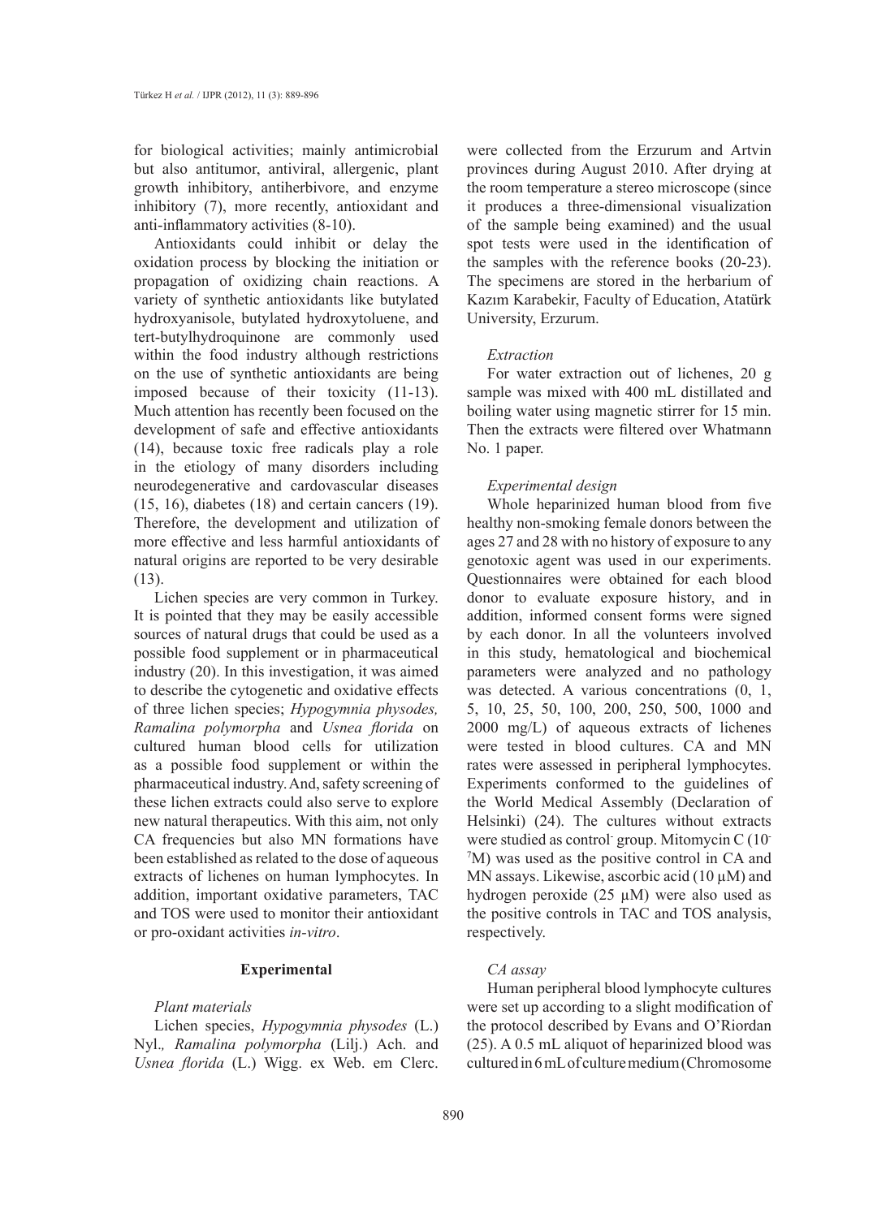for biological activities; mainly antimicrobial but also antitumor, antiviral, allergenic, plant growth inhibitory, antiherbivore, and enzyme inhibitory (7), more recently, antioxidant and anti-inflammatory activities (8-10).

Antioxidants could inhibit or delay the oxidation process by blocking the initiation or propagation of oxidizing chain reactions. A variety of synthetic antioxidants like butylated hydroxyanisole, butylated hydroxytoluene, and tert-butylhydroquinone are commonly used within the food industry although restrictions on the use of synthetic antioxidants are being imposed because of their toxicity (11-13). Much attention has recently been focused on the development of safe and effective antioxidants (14), because toxic free radicals play a role in the etiology of many disorders including neurodegenerative and cardovascular diseases (15, 16), diabetes (18) and certain cancers (19). Therefore, the development and utilization of more effective and less harmful antioxidants of natural origins are reported to be very desirable (13).

Lichen species are very common in Turkey. It is pointed that they may be easily accessible sources of natural drugs that could be used as a possible food supplement or in pharmaceutical industry (20). In this investigation, it was aimed to describe the cytogenetic and oxidative effects of three lichen species; *Hypogymnia physodes, Ramalina polymorpha* and *Usnea florida* on cultured human blood cells for utilization as a possible food supplement or within the pharmaceutical industry. And, safety screening of these lichen extracts could also serve to explore new natural therapeutics. With this aim, not only CA frequencies but also MN formations have been established as related to the dose of aqueous extracts of lichenes on human lymphocytes. In addition, important oxidative parameters, TAC and TOS were used to monitor their antioxidant or pro-oxidant activities *in-vitro*.

## Experimental

### *Plant materials*

Lichen species, *Hypogymnia physodes* (L.) Nyl.*, Ramalina polymorpha* (Lilj.) Ach. and *Usnea florida* (L.) Wigg. ex Web. em Clerc. were collected from the Erzurum and Artvin provinces during August 2010. After drying at the room temperature a stereo microscope (since it produces a three-dimensional visualization of the sample being examined) and the usual spot tests were used in the identification of the samples with the reference books (20-23). The specimens are stored in the herbarium of Kazım Karabekir, Faculty of Education, Atatürk University, Erzurum.

### *Extraction*

For water extraction out of lichenes, 20 g sample was mixed with 400 mL distillated and boiling water using magnetic stirrer for 15 min. Then the extracts were filtered over Whatmann No. 1 paper.

### *Experimental design*

Whole heparinized human blood from five healthy non-smoking female donors between the ages 27 and 28 with no history of exposure to any genotoxic agent was used in our experiments. Questionnaires were obtained for each blood donor to evaluate exposure history, and in addition, informed consent forms were signed by each donor. In all the volunteers involved in this study, hematological and biochemical parameters were analyzed and no pathology was detected. A various concentrations (0, 1, 5, 10, 25, 50, 100, 200, 250, 500, 1000 and 2000 mg/L) of aqueous extracts of lichenes were tested in blood cultures. CA and MN rates were assessed in peripheral lymphocytes. Experiments conformed to the guidelines of the World Medical Assembly (Declaration of Helsinki) (24). The cultures without extracts were studied as control$^{-}$ group. Mitomycin C ($10^{-7}$M) was used as the positive control in CA and MN assays. Likewise, ascorbic acid (10 μM) and hydrogen peroxide (25 μM) were also used as the positive controls in TAC and TOS analysis, respectively.

### *CA assay*

Human peripheral blood lymphocyte cultures were set up according to a slight modification of the protocol described by Evans and O'Riordan (25). A 0.5 mL aliquot of heparinized blood was cultured in 6 mL of culture medium (Chromosome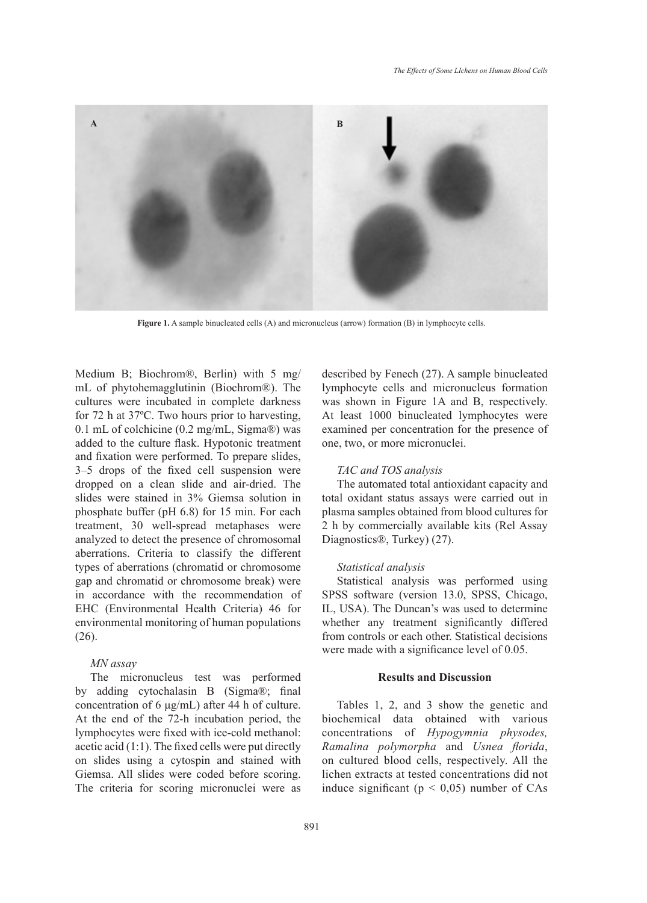Figure 1. A sample binucleated cells (A) and micronucleus (arrow) formation (B) in lymphocyte cells.

Medium B; Biochrom®, Berlin) with 5 mg/mL of phytohemagglutinin (Biochrom®). The cultures were incubated in complete darkness for 72 h at 37ºC. Two hours prior to harvesting, 0.1 mL of colchicine (0.2 mg/mL, Sigma®) was added to the culture flask. Hypotonic treatment and fixation were performed. To prepare slides, 3–5 drops of the fixed cell suspension were dropped on a clean slide and air-dried. The slides were stained in 3% Giemsa solution in phosphate buffer (pH 6.8) for 15 min. For each treatment, 30 well-spread metaphases were analyzed to detect the presence of chromosomal aberrations. Criteria to classify the different types of aberrations (chromatid or chromosome gap and chromatid or chromosome break) were in accordance with the recommendation of EHC (Environmental Health Criteria) 46 for environmental monitoring of human populations (26).

*MN assay*

The micronucleus test was performed by adding cytochalasin B (Sigma®; final concentration of 6 μg/mL) after 44 h of culture. At the end of the 72-h incubation period, the lymphocytes were fixed with ice-cold methanol: acetic acid (1:1). The fixed cells were put directly on slides using a cytospin and stained with Giemsa. All slides were coded before scoring. The criteria for scoring micronuclei were as described by Fenech (27). A sample binucleated lymphocyte cells and micronucleus formation was shown in Figure 1A and B, respectively. At least 1000 binucleated lymphocytes were examined per concentration for the presence of one, two, or more micronuclei.

*TAC and TOS analysis*

The automated total antioxidant capacity and total oxidant status assays were carried out in plasma samples obtained from blood cultures for 2 h by commercially available kits (Rel Assay Diagnostics®, Turkey) (27).

*Statistical analysis*

Statistical analysis was performed using SPSS software (version 13.0, SPSS, Chicago, IL, USA). The Duncan's was used to determine whether any treatment significantly differed from controls or each other. Statistical decisions were made with a significance level of 0.05.

## Results and Discussion

Tables 1, 2, and 3 show the genetic and biochemical data obtained with various concentrations of *Hypogymnia physodes, Ramalina polymorpha* and *Usnea florida*, on cultured blood cells, respectively. All the lichen extracts at tested concentrations did not induce significant ($p < 0,05$) number of CAs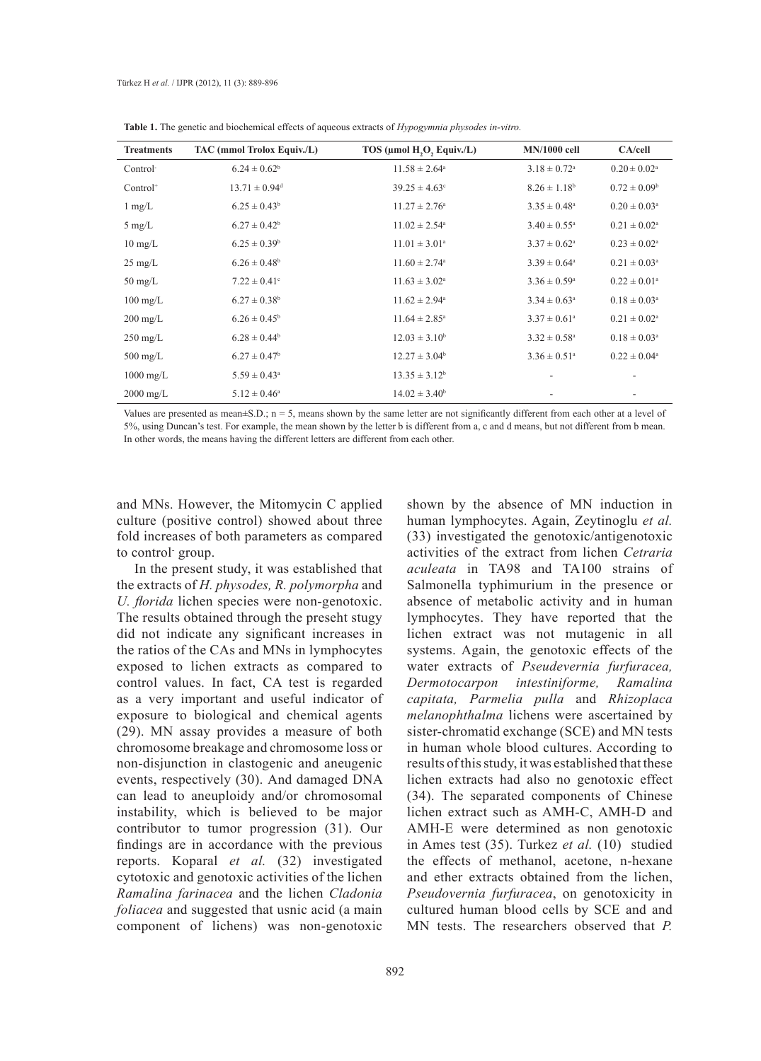**Table 1.** The genetic and biochemical effects of aqueous extracts of *Hypogymnia physodes in-vitro.*

| Treatments | TAC (mmol Trolox Equiv./L) | TOS (µmol $H_2O_2$ Equiv./L) | MN/1000 cell | CA/cell |
|---|---|---|---|---|
| Control⁻ | 6.24 ± 0.62[b] | 11.58 ± 2.64[a] | 3.18 ± 0.72[a] | 0.20 ± 0.02[a] |
| Control⁺ | 13.71 ± 0.94[d] | 39.25 ± 4.63[c] | 8.26 ± 1.18[b] | 0.72 ± 0.09[b] |
| 1 mg/L | 6.25 ± 0.43[b] | 11.27 ± 2.76[a] | 3.35 ± 0.48[a] | 0.20 ± 0.03[a] |
| 5 mg/L | 6.27 ± 0.42[b] | 11.02 ± 2.54[a] | 3.40 ± 0.55[a] | 0.21 ± 0.02[a] |
| 10 mg/L | 6.25 ± 0.39[b] | 11.01 ± 3.01[a] | 3.37 ± 0.62[a] | 0.23 ± 0.02[a] |
| 25 mg/L | 6.26 ± 0.48[b] | 11.60 ± 2.74[a] | 3.39 ± 0.64[a] | 0.21 ± 0.03[a] |
| 50 mg/L | 7.22 ± 0.41[c] | 11.63 ± 3.02[a] | 3.36 ± 0.59[a] | 0.22 ± 0.01[a] |
| 100 mg/L | 6.27 ± 0.38[b] | 11.62 ± 2.94[a] | 3.34 ± 0.63[a] | 0.18 ± 0.03[a] |
| 200 mg/L | 6.26 ± 0.45[b] | 11.64 ± 2.85[a] | 3.37 ± 0.61[a] | 0.21 ± 0.02[a] |
| 250 mg/L | 6.28 ± 0.44[b] | 12.03 ± 3.10[b] | 3.32 ± 0.58[a] | 0.18 ± 0.03[a] |
| 500 mg/L | 6.27 ± 0.47[b] | 12.27 ± 3.04[b] | 3.36 ± 0.51[a] | 0.22 ± 0.04[a] |
| 1000 mg/L | 5.59 ± 0.43[a] | 13.35 ± 3.12[b] | - | - |
| 2000 mg/L | 5.12 ± 0.46[a] | 14.02 ± 3.40[b] | - | - |

Values are presented as mean±S.D.; n = 5, means shown by the same letter are not significantly different from each other at a level of 5%, using Duncan's test. For example, the mean shown by the letter b is different from a, c and d means, but not different from b mean. In other words, the means having the different letters are different from each other.

and MNs. However, the Mitomycin C applied culture (positive control) showed about three fold increases of both parameters as compared to control⁻ group.

In the present study, it was established that the extracts of *H. physodes, R. polymorpha* and *U. florida* lichen species were non-genotoxic. The results obtained through the preseht stugy did not indicate any significant increases in the ratios of the CAs and MNs in lymphocytes exposed to lichen extracts as compared to control values. In fact, CA test is regarded as a very important and useful indicator of exposure to biological and chemical agents (29). MN assay provides a measure of both chromosome breakage and chromosome loss or non-disjunction in clastogenic and aneugenic events, respectively (30). And damaged DNA can lead to aneuploidy and/or chromosomal instability, which is believed to be major contributor to tumor progression (31). Our findings are in accordance with the previous reports. Koparal *et al.* (32) investigated cytotoxic and genotoxic activities of the lichen *Ramalina farinacea* and the lichen *Cladonia foliacea* and suggested that usnic acid (a main component of lichens) was non-genotoxic shown by the absence of MN induction in human lymphocytes. Again, Zeytinoglu *et al.* (33) investigated the genotoxic/antigenotoxic activities of the extract from lichen *Cetraria aculeata* in TA98 and TA100 strains of Salmonella typhimurium in the presence or absence of metabolic activity and in human lymphocytes. They have reported that the lichen extract was not mutagenic in all systems. Again, the genotoxic effects of the water extracts of *Pseudevernia furfuracea, Dermotocarpon intestiniforme, Ramalina capitata, Parmelia pulla* and *Rhizoplaca melanophthalma* lichens were ascertained by sister-chromatid exchange (SCE) and MN tests in human whole blood cultures. According to results of this study, it was established that these lichen extracts had also no genotoxic effect (34). The separated components of Chinese lichen extract such as AMH-C, AMH-D and AMH-E were determined as non genotoxic in Ames test (35). Turkez *et al.* (10) studied the effects of methanol, acetone, n-hexane and ether extracts obtained from the lichen, *Pseudovernia furfuracea*, on genotoxicity in cultured human blood cells by SCE and and MN tests. The researchers observed that *P.*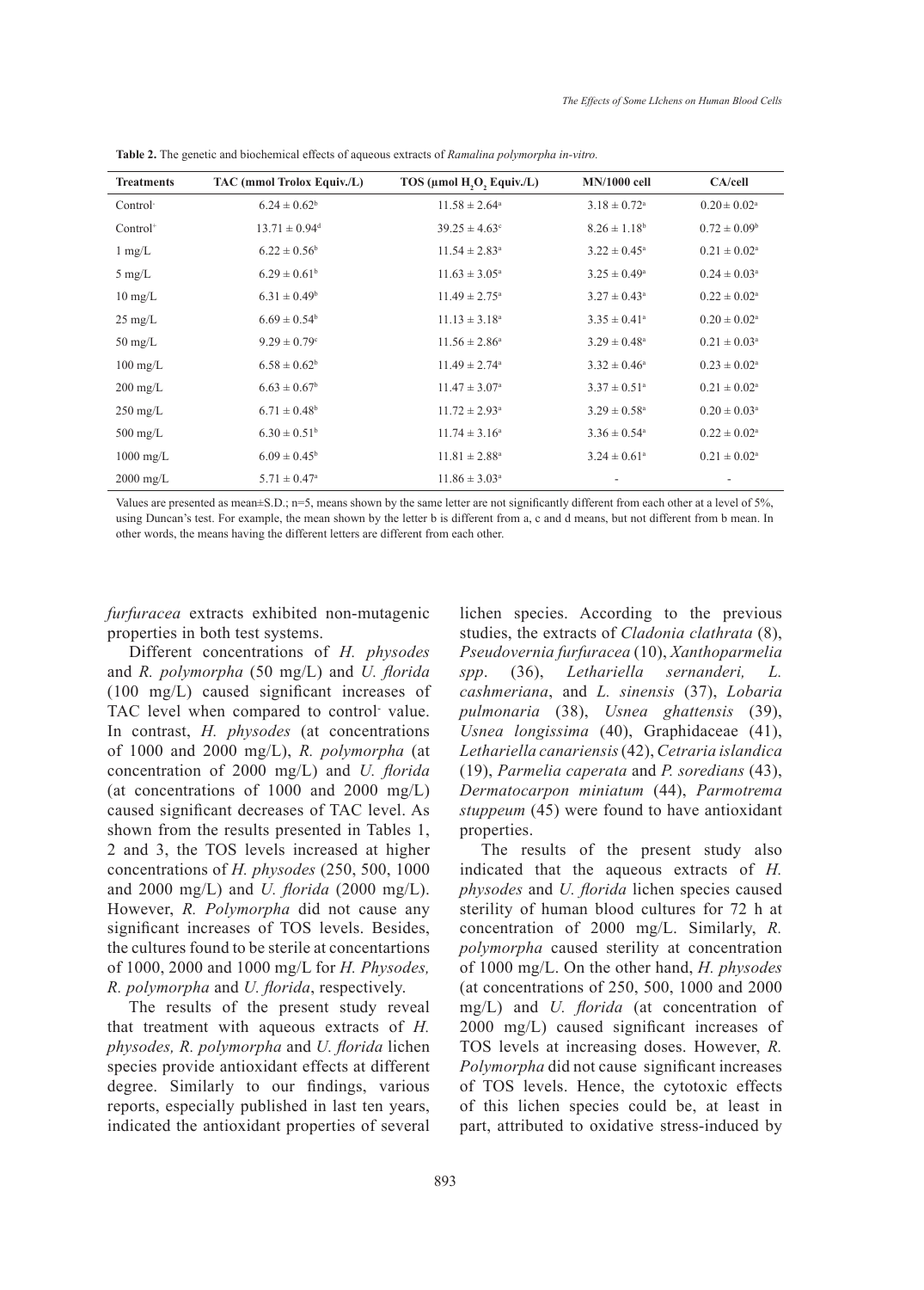**Table 2.** The genetic and biochemical effects of aqueous extracts of *Ramalina polymorpha in-vitro.*

| Treatments | TAC (mmol Trolox Equiv./L) | TOS (µmol $H_2O_2$ Equiv./L) | MN/1000 cell | CA/cell |
|---|---|---|---|---|
| Control⁻ | $6.24 \pm 0.62^b$ | $11.58 \pm 2.64^a$ | $3.18 \pm 0.72^a$ | $0.20 \pm 0.02^a$ |
| Control⁺ | $13.71 \pm 0.94^d$ | $39.25 \pm 4.63^c$ | $8.26 \pm 1.18^b$ | $0.72 \pm 0.09^b$ |
| 1 mg/L | $6.22 \pm 0.56^b$ | $11.54 \pm 2.83^a$ | $3.22 \pm 0.45^a$ | $0.21 \pm 0.02^a$ |
| 5 mg/L | $6.29 \pm 0.61^b$ | $11.63 \pm 3.05^a$ | $3.25 \pm 0.49^a$ | $0.24 \pm 0.03^a$ |
| 10 mg/L | $6.31 \pm 0.49^b$ | $11.49 \pm 2.75^a$ | $3.27 \pm 0.43^a$ | $0.22 \pm 0.02^a$ |
| 25 mg/L | $6.69 \pm 0.54^b$ | $11.13 \pm 3.18^a$ | $3.35 \pm 0.41^a$ | $0.20 \pm 0.02^a$ |
| 50 mg/L | $9.29 \pm 0.79^c$ | $11.56 \pm 2.86^a$ | $3.29 \pm 0.48^a$ | $0.21 \pm 0.03^a$ |
| 100 mg/L | $6.58 \pm 0.62^b$ | $11.49 \pm 2.74^a$ | $3.32 \pm 0.46^a$ | $0.23 \pm 0.02^a$ |
| 200 mg/L | $6.63 \pm 0.67^b$ | $11.47 \pm 3.07^a$ | $3.37 \pm 0.51^a$ | $0.21 \pm 0.02^a$ |
| 250 mg/L | $6.71 \pm 0.48^b$ | $11.72 \pm 2.93^a$ | $3.29 \pm 0.58^a$ | $0.20 \pm 0.03^a$ |
| 500 mg/L | $6.30 \pm 0.51^b$ | $11.74 \pm 3.16^a$ | $3.36 \pm 0.54^a$ | $0.22 \pm 0.02^a$ |
| 1000 mg/L | $6.09 \pm 0.45^b$ | $11.81 \pm 2.88^a$ | $3.24 \pm 0.61^a$ | $0.21 \pm 0.02^a$ |
| 2000 mg/L | $5.71 \pm 0.47^a$ | $11.86 \pm 3.03^a$ | - | - |

Values are presented as mean±S.D.; n=5, means shown by the same letter are not significantly different from each other at a level of 5%, using Duncan's test. For example, the mean shown by the letter b is different from a, c and d means, but not different from b mean. In other words, the means having the different letters are different from each other.

*furfuracea* extracts exhibited non-mutagenic properties in both test systems.

Different concentrations of *H. physodes* and *R. polymorpha* (50 mg/L) and *U. florida* (100 mg/L) caused significant increases of TAC level when compared to control⁻ value. In contrast, *H. physodes* (at concentrations of 1000 and 2000 mg/L), *R. polymorpha* (at concentration of 2000 mg/L) and *U. florida* (at concentrations of 1000 and 2000 mg/L) caused significant decreases of TAC level. As shown from the results presented in Tables 1, 2 and 3, the TOS levels increased at higher concentrations of *H. physodes* (250, 500, 1000 and 2000 mg/L) and *U. florida* (2000 mg/L). However, *R. Polymorpha* did not cause any significant increases of TOS levels. Besides, the cultures found to be sterile at concentartions of 1000, 2000 and 1000 mg/L for *H. Physodes, R. polymorpha* and *U. florida*, respectively.

The results of the present study reveal that treatment with aqueous extracts of *H. physodes, R. polymorpha* and *U. florida* lichen species provide antioxidant effects at different degree. Similarly to our findings, various reports, especially published in last ten years, indicated the antioxidant properties of several lichen species. According to the previous studies, the extracts of *Cladonia clathrata* (8), *Pseudovernia furfuracea* (10), *Xanthoparmelia spp*. (36), *Lethariella sernanderi, L. cashmeriana*, and *L. sinensis* (37), *Lobaria pulmonaria* (38), *Usnea ghattensis* (39), *Usnea longissima* (40), Graphidaceae (41), *Lethariella canariensis* (42), *Cetraria islandica* (19), *Parmelia caperata* and *P. soredians* (43), *Dermatocarpon miniatum* (44), *Parmotrema stuppeum* (45) were found to have antioxidant properties.

The results of the present study also indicated that the aqueous extracts of *H. physodes* and *U. florida* lichen species caused sterility of human blood cultures for 72 h at concentration of 2000 mg/L. Similarly, *R. polymorpha* caused sterility at concentration of 1000 mg/L. On the other hand, *H. physodes* (at concentrations of 250, 500, 1000 and 2000 mg/L) and *U. florida* (at concentration of 2000 mg/L) caused significant increases of TOS levels at increasing doses. However, *R. Polymorpha* did not cause significant increases of TOS levels. Hence, the cytotoxic effects of this lichen species could be, at least in part, attributed to oxidative stress-induced by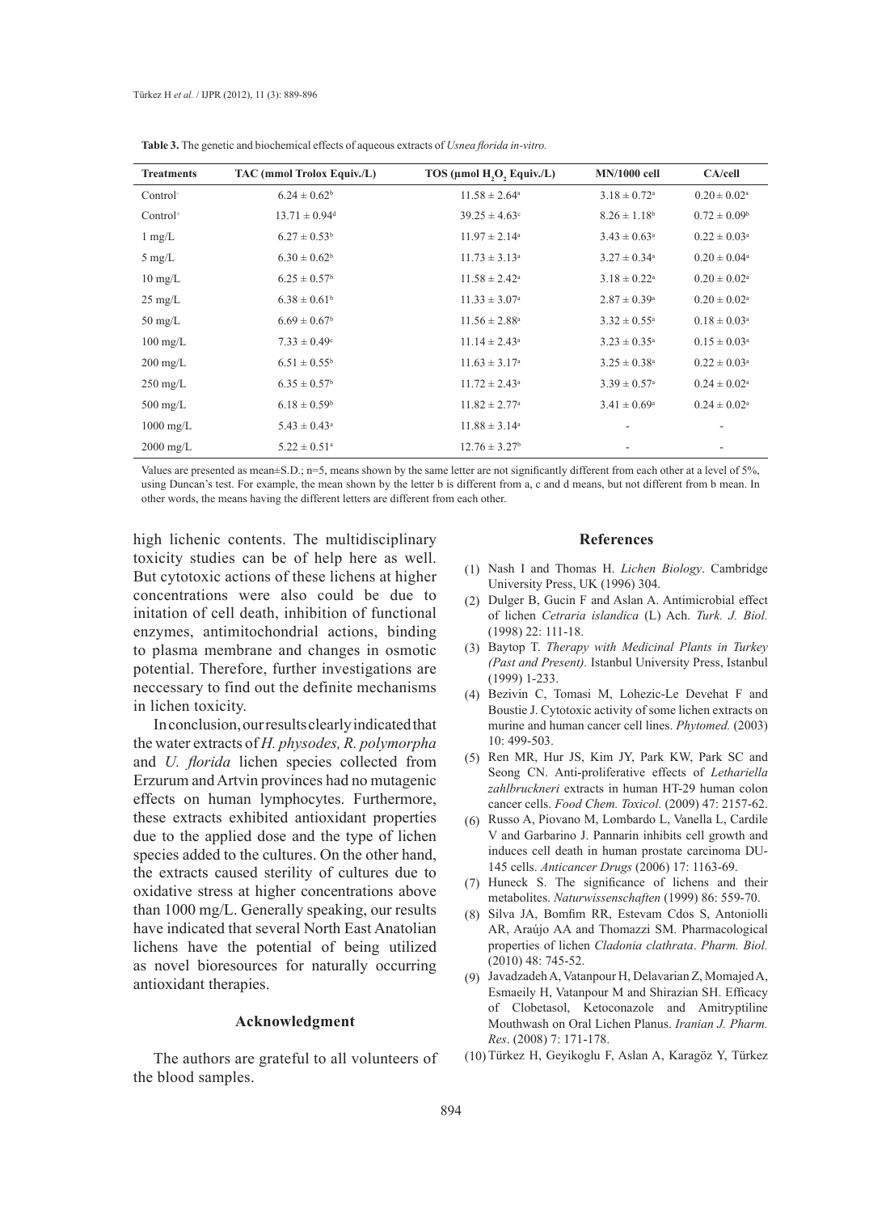**Table 3.** The genetic and biochemical effects of aqueous extracts of *Usnea florida in-vitro.*

| Treatments | TAC (mmol Trolox Equiv./L) | TOS (µmol $H_2O_2$ Equiv./L) | MN/1000 cell | CA/cell |
|---|---|---|---|---|
| Control⁻ | $6.24 \pm 0.62^b$ | $11.58 \pm 2.64^a$ | $3.18 \pm 0.72^a$ | $0.20 \pm 0.02^a$ |
| Control⁺ | $13.71 \pm 0.94^d$ | $39.25 \pm 4.63^c$ | $8.26 \pm 1.18^b$ | $0.72 \pm 0.09^b$ |
| 1 mg/L | $6.27 \pm 0.53^b$ | $11.97 \pm 2.14^a$ | $3.43 \pm 0.63^a$ | $0.22 \pm 0.03^a$ |
| 5 mg/L | $6.30 \pm 0.62^b$ | $11.73 \pm 3.13^a$ | $3.27 \pm 0.34^a$ | $0.20 \pm 0.04^a$ |
| 10 mg/L | $6.25 \pm 0.57^b$ | $11.58 \pm 2.42^a$ | $3.18 \pm 0.22^a$ | $0.20 \pm 0.02^a$ |
| 25 mg/L | $6.38 \pm 0.61^b$ | $11.33 \pm 3.07^a$ | $2.87 \pm 0.39^a$ | $0.20 \pm 0.02^a$ |
| 50 mg/L | $6.69 \pm 0.67^b$ | $11.56 \pm 2.88^a$ | $3.32 \pm 0.55^a$ | $0.18 \pm 0.03^a$ |
| 100 mg/L | $7.33 \pm 0.49^c$ | $11.14 \pm 2.43^a$ | $3.23 \pm 0.35^a$ | $0.15 \pm 0.03^a$ |
| 200 mg/L | $6.51 \pm 0.55^b$ | $11.63 \pm 3.17^a$ | $3.25 \pm 0.38^a$ | $0.22 \pm 0.03^a$ |
| 250 mg/L | $6.35 \pm 0.57^b$ | $11.72 \pm 2.43^a$ | $3.39 \pm 0.57^a$ | $0.24 \pm 0.02^a$ |
| 500 mg/L | $6.18 \pm 0.59^b$ | $11.82 \pm 2.77^a$ | $3.41 \pm 0.69^a$ | $0.24 \pm 0.02^a$ |
| 1000 mg/L | $5.43 \pm 0.43^a$ | $11.88 \pm 3.14^a$ | - | - |
| 2000 mg/L | $5.22 \pm 0.51^a$ | $12.76 \pm 3.27^b$ | - | - |

Values are presented as mean±S.D.; n=5, means shown by the same letter are not significantly different from each other at a level of 5%, using Duncan's test. For example, the mean shown by the letter b is different from a, c and d means, but not different from b mean. In other words, the means having the different letters are different from each other.

high lichenic contents. The multidisciplinary toxicity studies can be of help here as well. But cytotoxic actions of these lichens at higher concentrations were also could be due to initation of cell death, inhibition of functional enzymes, antimitochondrial actions, binding to plasma membrane and changes in osmotic potential. Therefore, further investigations are neccessary to find out the definite mechanisms in lichen toxicity.

In conclusion, our results clearly indicated that the water extracts of *H. physodes, R. polymorpha* and *U. florida* lichen species collected from Erzurum and Artvin provinces had no mutagenic effects on human lymphocytes. Furthermore, these extracts exhibited antioxidant properties due to the applied dose and the type of lichen species added to the cultures. On the other hand, the extracts caused sterility of cultures due to oxidative stress at higher concentrations above than 1000 mg/L. Generally speaking, our results have indicated that several North East Anatolian lichens have the potential of being utilized as novel bioresources for naturally occurring antioxidant therapies.

## Acknowledgment

The authors are grateful to all volunteers of the blood samples.

## References

(1) Nash I and Thomas H. *Lichen Biology*. Cambridge University Press, UK (1996) 304.

(2) Dulger B, Gucin F and Aslan A. Antimicrobial effect of lichen *Cetraria islandica* (L) Ach. *Turk. J. Biol.* (1998) 22: 111-18.

(3) Baytop T. *Therapy with Medicinal Plants in Turkey (Past and Present).* Istanbul University Press, Istanbul (1999) 1-233.

(4) Bezivin C, Tomasi M, Lohezic-Le Devehat F and Boustie J. Cytotoxic activity of some lichen extracts on murine and human cancer cell lines. *Phytomed.* (2003) 10: 499-503.

(5) Ren MR, Hur JS, Kim JY, Park KW, Park SC and Seong CN. Anti-proliferative effects of *Lethariella zahlbruckneri* extracts in human HT-29 human colon cancer cells. *Food Chem. Toxicol.* (2009) 47: 2157-62.

(6) Russo A, Piovano M, Lombardo L, Vanella L, Cardile V and Garbarino J. Pannarin inhibits cell growth and induces cell death in human prostate carcinoma DU-145 cells. *Anticancer Drugs* (2006) 17: 1163-69.

(7) Huneck S. The significance of lichens and their metabolites. *Naturwissenschaften* (1999) 86: 559-70.

(8) Silva JA, Bomfim RR, Estevam Cdos S, Antoniolli AR, Araújo AA and Thomazzi SM. Pharmacological properties of lichen *Cladonia clathrata*. *Pharm. Biol.* (2010) 48: 745-52.

(9) Javadzadeh A, Vatanpour H, Delavarian Z, Momajed A, Esmaeily H, Vatanpour M and Shirazian SH. Efficacy of Clobetasol, Ketoconazole and Amitryptiline Mouthwash on Oral Lichen Planus. *Iranian J. Pharm. Res*. (2008) 7: 171-178.

(10) Türkez H, Geyikoglu F, Aslan A, Karagöz Y, Türkez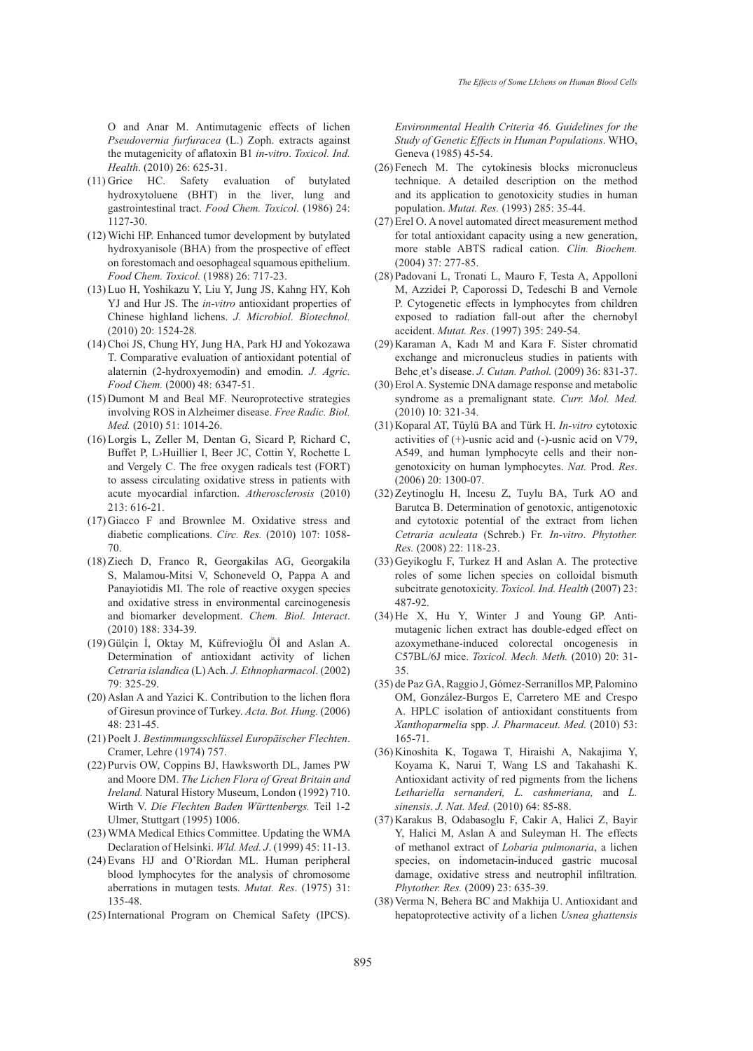O and Anar M. Antimutagenic effects of lichen *Pseudovernia furfuracea* (L.) Zoph. extracts against the mutagenicity of aflatoxin B1 *in-vitro*. *Toxicol. Ind. Health*. (2010) 26: 625-31.

(11) Grice HC. Safety evaluation of butylated hydroxytoluene (BHT) in the liver, lung and gastrointestinal tract. *Food Chem. Toxicol.* (1986) 24: 1127-30.

(12) Wichi HP. Enhanced tumor development by butylated hydroxyanisole (BHA) from the prospective of effect on forestomach and oesophageal squamous epithelium. *Food Chem. Toxicol.* (1988) 26: 717-23.

(13) Luo H, Yoshikazu Y, Liu Y, Jung JS, Kahng HY, Koh YJ and Hur JS. The *in-vitro* antioxidant properties of Chinese highland lichens. *J. Microbiol. Biotechnol.* (2010) 20: 1524-28.

(14) Choi JS, Chung HY, Jung HA, Park HJ and Yokozawa T. Comparative evaluation of antioxidant potential of alaternin (2-hydroxyemodin) and emodin. *J. Agric. Food Chem.* (2000) 48: 6347-51.

(15) Dumont M and Beal MF. Neuroprotective strategies involving ROS in Alzheimer disease. *Free Radic. Biol. Med.* (2010) 51: 1014-26.

(16) Lorgis L, Zeller M, Dentan G, Sicard P, Richard C, Buffet P, L›Huillier I, Beer JC, Cottin Y, Rochette L and Vergely C. The free oxygen radicals test (FORT) to assess circulating oxidative stress in patients with acute myocardial infarction. *Atherosclerosis* (2010) 213: 616-21.

(17) Giacco F and Brownlee M. Oxidative stress and diabetic complications. *Circ. Res.* (2010) 107: 1058-70.

(18) Ziech D, Franco R, Georgakilas AG, Georgakila S, Malamou-Mitsi V, Schoneveld O, Pappa A and Panayiotidis MI. The role of reactive oxygen species and oxidative stress in environmental carcinogenesis and biomarker development. *Chem. Biol. Interact*. (2010) 188: 334-39.

(19) Gülçin İ, Oktay M, Küfrevioğlu Öİ and Aslan A. Determination of antioxidant activity of lichen *Cetraria islandica* (L) Ach. *J. Ethnopharmacol*. (2002) 79: 325-29.

(20) Aslan A and Yazici K. Contribution to the lichen flora of Giresun province of Turkey. *Acta. Bot. Hung.* (2006) 48: 231-45.

(21) Poelt J. *Bestimmungsschlüssel Europäischer Flechten*. Cramer, Lehre (1974) 757.

(22) Purvis OW, Coppins BJ, Hawksworth DL, James PW and Moore DM. *The Lichen Flora of Great Britain and Ireland.* Natural History Museum, London (1992) 710. Wirth V. *Die Flechten Baden Württenbergs.* Teil 1-2 Ulmer, Stuttgart (1995) 1006.

(23) WMA Medical Ethics Committee. Updating the WMA Declaration of Helsinki. *Wld. Med. J*. (1999) 45: 11-13.

(24) Evans HJ and O'Riordan ML. Human peripheral blood lymphocytes for the analysis of chromosome aberrations in mutagen tests. *Mutat. Res*. (1975) 31: 135-48.

(25) International Program on Chemical Safety (IPCS). *Environmental Health Criteria 46. Guidelines for the Study of Genetic Effects in Human Populations*. WHO, Geneva (1985) 45-54.

(26) Fenech M. The cytokinesis blocks micronucleus technique. A detailed description on the method and its application to genotoxicity studies in human population. *Mutat. Res.* (1993) 285: 35-44.

(27) Erel O. A novel automated direct measurement method for total antioxidant capacity using a new generation, more stable ABTS radical cation. *Clin. Biochem.* (2004) 37: 277-85.

(28) Padovani L, Tronati L, Mauro F, Testa A, Appolloni M, Azzidei P, Caporossi D, Tedeschi B and Vernole P. Cytogenetic effects in lymphocytes from children exposed to radiation fall-out after the chernobyl accident. *Mutat. Res*. (1997) 395: 249-54.

(29) Karaman A, Kadı M and Kara F. Sister chromatid exchange and micronucleus studies in patients with Behc¸et's disease. *J. Cutan. Pathol.* (2009) 36: 831-37.

(30) Erol A. Systemic DNA damage response and metabolic syndrome as a premalignant state. *Curr. Mol. Med.* (2010) 10: 321-34.

(31) Koparal AT, Tüylü BA and Türk H. *In-vitro* cytotoxic activities of (+)-usnic acid and (-)-usnic acid on V79, A549, and human lymphocyte cells and their non-genotoxicity on human lymphocytes. *Nat.* Prod. *Res*. (2006) 20: 1300-07.

(32) Zeytinoglu H, Incesu Z, Tuylu BA, Turk AO and Barutca B. Determination of genotoxic, antigenotoxic and cytotoxic potential of the extract from lichen *Cetraria aculeata* (Schreb.) Fr. *In-vitro*. *Phytother. Res.* (2008) 22: 118-23.

(33) Geyikoglu F, Turkez H and Aslan A. The protective roles of some lichen species on colloidal bismuth subcitrate genotoxicity. *Toxicol. Ind. Health* (2007) 23: 487-92.

(34) He X, Hu Y, Winter J and Young GP. Anti-mutagenic lichen extract has double-edged effect on azoxymethane-induced colorectal oncogenesis in C57BL/6J mice. *Toxicol. Mech. Meth.* (2010) 20: 31-35.

(35) de Paz GA, Raggio J, Gómez-Serranillos MP, Palomino OM, González-Burgos E, Carretero ME and Crespo A. HPLC isolation of antioxidant constituents from *Xanthoparmelia* spp. *J. Pharmaceut. Med.* (2010) 53: 165-71.

(36) Kinoshita K, Togawa T, Hiraishi A, Nakajima Y, Koyama K, Narui T, Wang LS and Takahashi K. Antioxidant activity of red pigments from the lichens *Lethariella sernanderi, L. cashmeriana,* and *L. sinensis*. *J. Nat. Med.* (2010) 64: 85-88.

(37) Karakus B, Odabasoglu F, Cakir A, Halici Z, Bayir Y, Halici M, Aslan A and Suleyman H. The effects of methanol extract of *Lobaria pulmonaria*, a lichen species, on indometacin-induced gastric mucosal damage, oxidative stress and neutrophil infiltration*. Phytother. Res.* (2009) 23: 635-39.

(38) Verma N, Behera BC and Makhija U. Antioxidant and hepatoprotective activity of a lichen *Usnea ghattensis*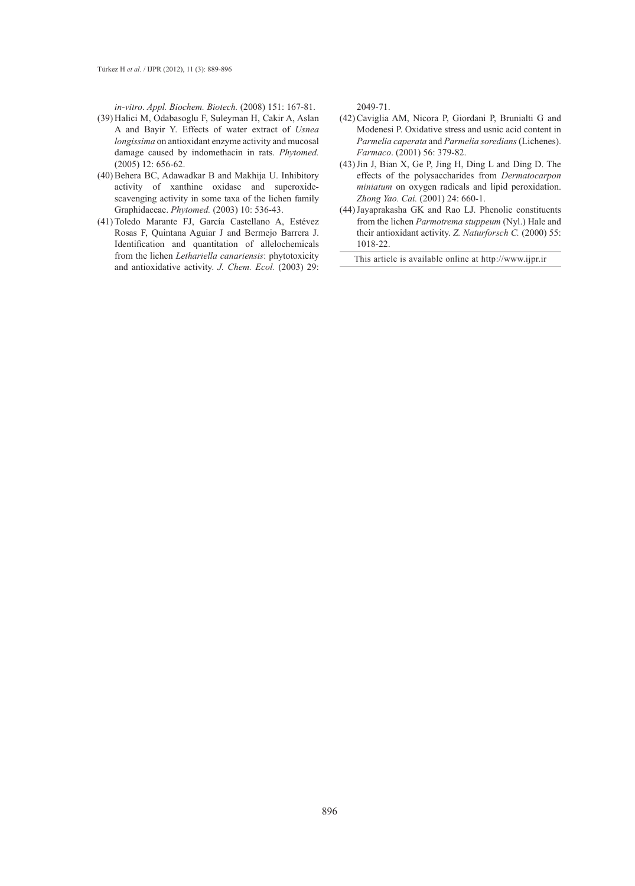*in-vitro*. *Appl. Biochem. Biotech.* (2008) 151: 167-81.

(39) Halici M, Odabasoglu F, Suleyman H, Cakir A, Aslan A and Bayir Y. Effects of water extract of *Usnea longissima* on antioxidant enzyme activity and mucosal damage caused by indomethacin in rats. *Phytomed.* (2005) 12: 656-62.

(40) Behera BC, Adawadkar B and Makhija U. Inhibitory activity of xanthine oxidase and superoxide-scavenging activity in some taxa of the lichen family Graphidaceae. *Phytomed.* (2003) 10: 536-43.

(41) Toledo Marante FJ, García Castellano A, Estévez Rosas F, Quintana Aguiar J and Bermejo Barrera J. Identification and quantitation of allelochemicals from the lichen *Lethariella canariensis*: phytotoxicity and antioxidative activity. *J. Chem. Ecol.* (2003) 29: 2049-71.

(42) Caviglia AM, Nicora P, Giordani P, Brunialti G and Modenesi P. Oxidative stress and usnic acid content in *Parmelia caperata* and *Parmelia soredians* (Lichenes). *Farmaco*. (2001) 56: 379-82.

(43) Jin J, Bian X, Ge P, Jing H, Ding L and Ding D. The effects of the polysaccharides from *Dermatocarpon miniatum* on oxygen radicals and lipid peroxidation. *Zhong Yao. Cai.* (2001) 24: 660-1.

(44) Jayaprakasha GK and Rao LJ. Phenolic constituents from the lichen *Parmotrema stuppeum* (Nyl.) Hale and their antioxidant activity. *Z. Naturforsch C.* (2000) 55: 1018-22.

This article is available online at http://www.ijpr.ir